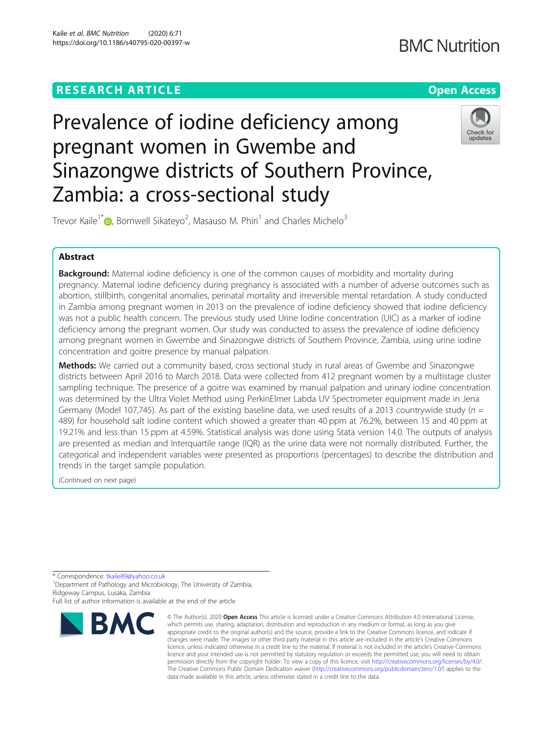RESEARCH ARTICLE

Open Access

# Prevalence of iodine deficiency among pregnant women in Gwembe and Sinazongwe districts of Southern Province, Zambia: a cross-sectional study

Trevor Kaile[1*], Bornwell Sikateyo[2], Masauso M. Phiri[1] and Charles Michelo[3]

## Abstract

**Background:** Maternal iodine deficiency is one of the common causes of morbidity and mortality during pregnancy. Maternal iodine deficiency during pregnancy is associated with a number of adverse outcomes such as abortion, stillbirth, congenital anomalies, perinatal mortality and irreversible mental retardation. A study conducted in Zambia among pregnant women in 2013 on the prevalence of iodine deficiency showed that iodine deficiency was not a public health concern. The previous study used Urine Iodine concentration (UIC) as a marker of iodine deficiency among the pregnant women. Our study was conducted to assess the prevalence of iodine deficiency among pregnant women in Gwembe and Sinazongwe districts of Southern Province, Zambia, using urine iodine concentration and goitre presence by manual palpation.

**Methods:** We carried out a community based, cross sectional study in rural areas of Gwembe and Sinazongwe districts between April 2016 to March 2018. Data were collected from 412 pregnant women by a multistage cluster sampling technique. The presence of a goitre was examined by manual palpation and urinary iodine concentration was determined by the Ultra Violet Method using PerkinElmer Labda UV Spectrometer equipment made in Jena Germany (Model 107,745). As part of the existing baseline data, we used results of a 2013 countrywide study ($n$ = 489) for household salt iodine content which showed a greater than 40 ppm at 76.2%, between 15 and 40 ppm at 19.21% and less than 15 ppm at 4.59%. Statistical analysis was done using Stata version 14.0. The outputs of analysis are presented as median and Interquartile range (IQR) as the urine data were not normally distributed. Further, the categorical and independent variables were presented as proportions (percentages) to describe the distribution and trends in the target sample population.

(Continued on next page)

* Correspondence: tkaile89@yahoo.co.uk

[1]Department of Pathology and Microbiology, The University of Zambia, Ridgeway Campus, Lusaka, Zambia

Full list of author information is available at the end of the article

© The Author(s). 2020 **Open Access** This article is licensed under a Creative Commons Attribution 4.0 International License, which permits use, sharing, adaptation, distribution and reproduction in any medium or format, as long as you give appropriate credit to the original author(s) and the source, provide a link to the Creative Commons licence, and indicate if changes were made. The images or other third party material in this article are included in the article's Creative Commons licence, unless indicated otherwise in a credit line to the material. If material is not included in the article's Creative Commons licence and your intended use is not permitted by statutory regulation or exceeds the permitted use, you will need to obtain permission directly from the copyright holder. To view a copy of this licence, visit http://creativecommons.org/licenses/by/4.0/. The Creative Commons Public Domain Dedication waiver (http://creativecommons.org/publicdomain/zero/1.0/) applies to the data made available in this article, unless otherwise stated in a credit line to the data.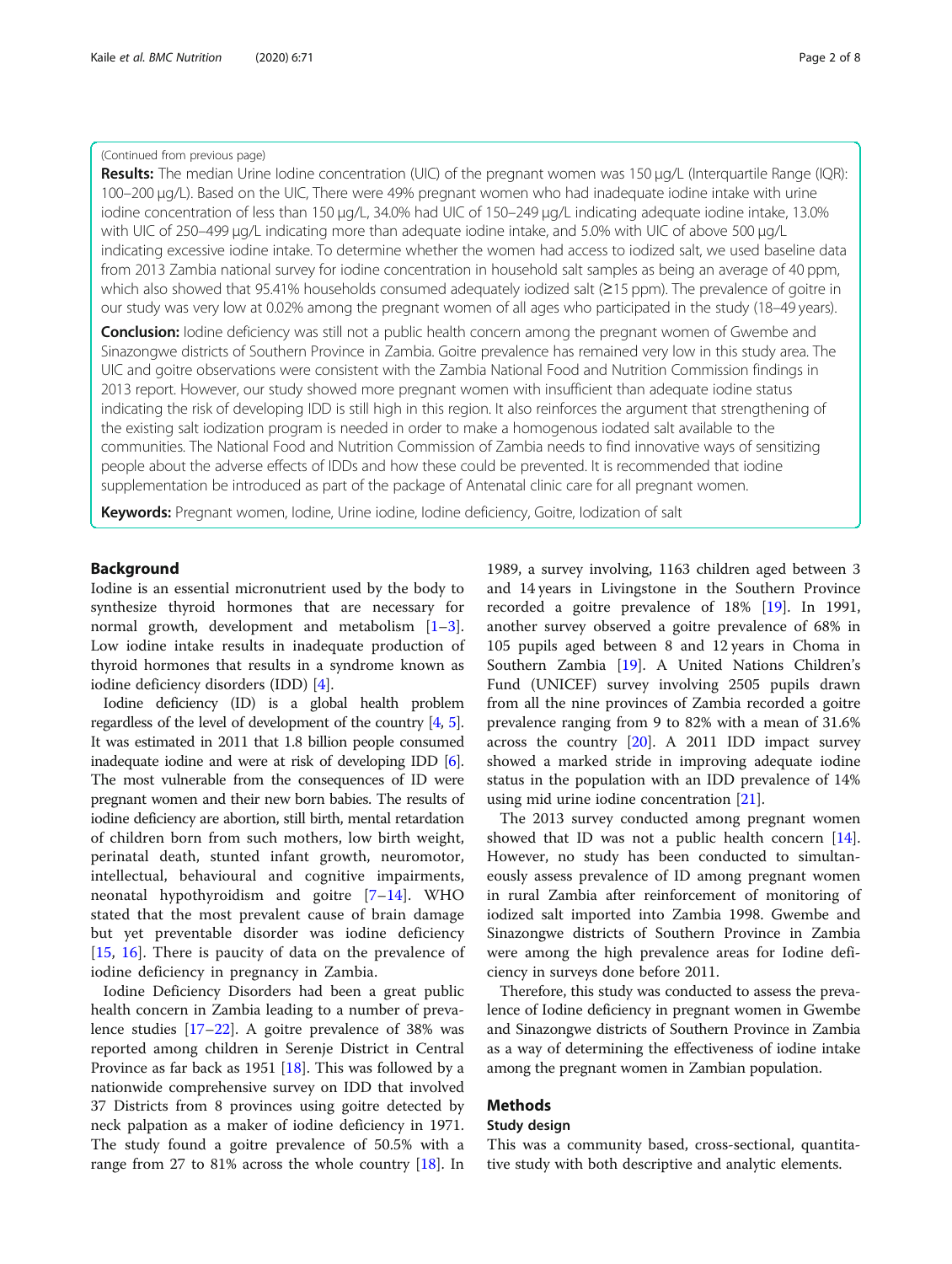(Continued from previous page)

**Results:** The median Urine Iodine concentration (UIC) of the pregnant women was 150 μg/L (Interquartile Range (IQR): 100–200 μg/L). Based on the UIC, There were 49% pregnant women who had inadequate iodine intake with urine iodine concentration of less than 150 μg/L, 34.0% had UIC of 150–249 μg/L indicating adequate iodine intake, 13.0% with UIC of 250–499 μg/L indicating more than adequate iodine intake, and 5.0% with UIC of above 500 μg/L indicating excessive iodine intake. To determine whether the women had access to iodized salt, we used baseline data from 2013 Zambia national survey for iodine concentration in household salt samples as being an average of 40 ppm, which also showed that 95.41% households consumed adequately iodized salt (≥15 ppm). The prevalence of goitre in our study was very low at 0.02% among the pregnant women of all ages who participated in the study (18–49 years).

**Conclusion:** Iodine deficiency was still not a public health concern among the pregnant women of Gwembe and Sinazongwe districts of Southern Province in Zambia. Goitre prevalence has remained very low in this study area. The UIC and goitre observations were consistent with the Zambia National Food and Nutrition Commission findings in 2013 report. However, our study showed more pregnant women with insufficient than adequate iodine status indicating the risk of developing IDD is still high in this region. It also reinforces the argument that strengthening of the existing salt iodization program is needed in order to make a homogenous iodated salt available to the communities. The National Food and Nutrition Commission of Zambia needs to find innovative ways of sensitizing people about the adverse effects of IDDs and how these could be prevented. It is recommended that iodine supplementation be introduced as part of the package of Antenatal clinic care for all pregnant women.

**Keywords:** Pregnant women, Iodine, Urine iodine, Iodine deficiency, Goitre, Iodization of salt

## Background

Iodine is an essential micronutrient used by the body to synthesize thyroid hormones that are necessary for normal growth, development and metabolism [1–3]. Low iodine intake results in inadequate production of thyroid hormones that results in a syndrome known as iodine deficiency disorders (IDD) [4].

Iodine deficiency (ID) is a global health problem regardless of the level of development of the country [4, 5]. It was estimated in 2011 that 1.8 billion people consumed inadequate iodine and were at risk of developing IDD [6]. The most vulnerable from the consequences of ID were pregnant women and their new born babies. The results of iodine deficiency are abortion, still birth, mental retardation of children born from such mothers, low birth weight, perinatal death, stunted infant growth, neuromotor, intellectual, behavioural and cognitive impairments, neonatal hypothyroidism and goitre [7–14]. WHO stated that the most prevalent cause of brain damage but yet preventable disorder was iodine deficiency [15, 16]. There is paucity of data on the prevalence of iodine deficiency in pregnancy in Zambia.

Iodine Deficiency Disorders had been a great public health concern in Zambia leading to a number of prevalence studies [17–22]. A goitre prevalence of 38% was reported among children in Serenje District in Central Province as far back as 1951 [18]. This was followed by a nationwide comprehensive survey on IDD that involved 37 Districts from 8 provinces using goitre detected by neck palpation as a maker of iodine deficiency in 1971. The study found a goitre prevalence of 50.5% with a range from 27 to 81% across the whole country [18]. In 1989, a survey involving, 1163 children aged between 3 and 14 years in Livingstone in the Southern Province recorded a goitre prevalence of 18% [19]. In 1991, another survey observed a goitre prevalence of 68% in 105 pupils aged between 8 and 12 years in Choma in Southern Zambia [19]. A United Nations Children's Fund (UNICEF) survey involving 2505 pupils drawn from all the nine provinces of Zambia recorded a goitre prevalence ranging from 9 to 82% with a mean of 31.6% across the country [20]. A 2011 IDD impact survey showed a marked stride in improving adequate iodine status in the population with an IDD prevalence of 14% using mid urine iodine concentration [21].

The 2013 survey conducted among pregnant women showed that ID was not a public health concern [14]. However, no study has been conducted to simultaneously assess prevalence of ID among pregnant women in rural Zambia after reinforcement of monitoring of iodized salt imported into Zambia 1998. Gwembe and Sinazongwe districts of Southern Province in Zambia were among the high prevalence areas for Iodine deficiency in surveys done before 2011.

Therefore, this study was conducted to assess the prevalence of Iodine deficiency in pregnant women in Gwembe and Sinazongwe districts of Southern Province in Zambia as a way of determining the effectiveness of iodine intake among the pregnant women in Zambian population.

## Methods

### Study design

This was a community based, cross-sectional, quantitative study with both descriptive and analytic elements.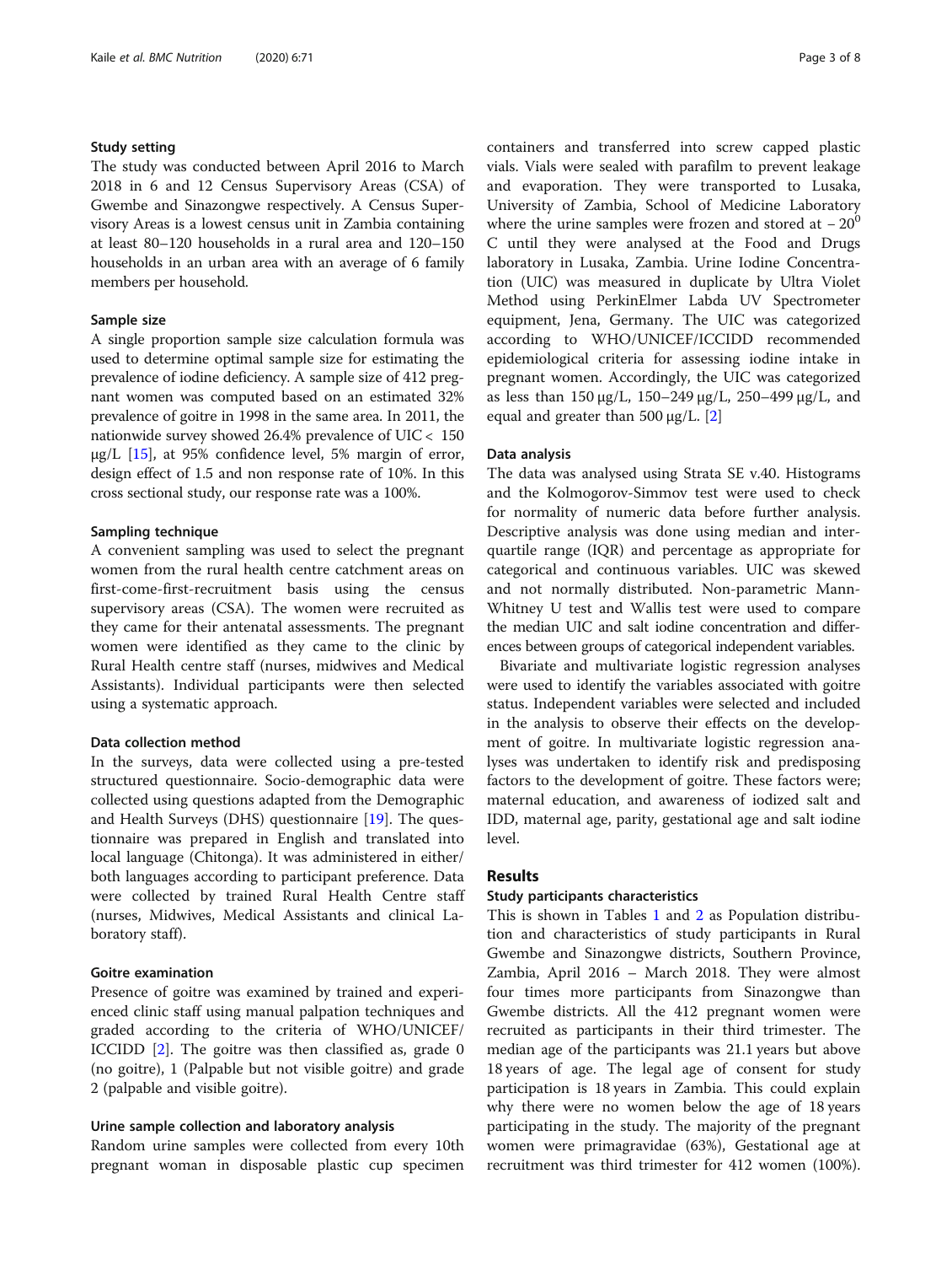### Study setting

The study was conducted between April 2016 to March 2018 in 6 and 12 Census Supervisory Areas (CSA) of Gwembe and Sinazongwe respectively. A Census Supervisory Areas is a lowest census unit in Zambia containing at least 80–120 households in a rural area and 120–150 households in an urban area with an average of 6 family members per household.

### Sample size

A single proportion sample size calculation formula was used to determine optimal sample size for estimating the prevalence of iodine deficiency. A sample size of 412 pregnant women was computed based on an estimated 32% prevalence of goitre in 1998 in the same area. In 2011, the nationwide survey showed 26.4% prevalence of UIC < 150 μg/L [15], at 95% confidence level, 5% margin of error, design effect of 1.5 and non response rate of 10%. In this cross sectional study, our response rate was a 100%.

### Sampling technique

A convenient sampling was used to select the pregnant women from the rural health centre catchment areas on first-come-first-recruitment basis using the census supervisory areas (CSA). The women were recruited as they came for their antenatal assessments. The pregnant women were identified as they came to the clinic by Rural Health centre staff (nurses, midwives and Medical Assistants). Individual participants were then selected using a systematic approach.

### Data collection method

In the surveys, data were collected using a pre-tested structured questionnaire. Socio-demographic data were collected using questions adapted from the Demographic and Health Surveys (DHS) questionnaire [19]. The questionnaire was prepared in English and translated into local language (Chitonga). It was administered in either/both languages according to participant preference. Data were collected by trained Rural Health Centre staff (nurses, Midwives, Medical Assistants and clinical Laboratory staff).

### Goitre examination

Presence of goitre was examined by trained and experienced clinic staff using manual palpation techniques and graded according to the criteria of WHO/UNICEF/ICCIDD [2]. The goitre was then classified as, grade 0 (no goitre), 1 (Palpable but not visible goitre) and grade 2 (palpable and visible goitre).

### Urine sample collection and laboratory analysis

Random urine samples were collected from every 10th pregnant woman in disposable plastic cup specimen containers and transferred into screw capped plastic vials. Vials were sealed with parafilm to prevent leakage and evaporation. They were transported to Lusaka, University of Zambia, School of Medicine Laboratory where the urine samples were frozen and stored at $-20^0$ C until they were analysed at the Food and Drugs laboratory in Lusaka, Zambia. Urine Iodine Concentration (UIC) was measured in duplicate by Ultra Violet Method using PerkinElmer Labda UV Spectrometer equipment, Jena, Germany. The UIC was categorized according to WHO/UNICEF/ICCIDD recommended epidemiological criteria for assessing iodine intake in pregnant women. Accordingly, the UIC was categorized as less than 150 μg/L, 150–249 μg/L, 250–499 μg/L, and equal and greater than 500 μg/L. [2]

### Data analysis

The data was analysed using Strata SE v.40. Histograms and the Kolmogorov-Simmov test were used to check for normality of numeric data before further analysis. Descriptive analysis was done using median and interquartile range (IQR) and percentage as appropriate for categorical and continuous variables. UIC was skewed and not normally distributed. Non-parametric Mann-Whitney U test and Wallis test were used to compare the median UIC and salt iodine concentration and differences between groups of categorical independent variables.

Bivariate and multivariate logistic regression analyses were used to identify the variables associated with goitre status. Independent variables were selected and included in the analysis to observe their effects on the development of goitre. In multivariate logistic regression analyses was undertaken to identify risk and predisposing factors to the development of goitre. These factors were; maternal education, and awareness of iodized salt and IDD, maternal age, parity, gestational age and salt iodine level.

## Results

### Study participants characteristics

This is shown in Tables 1 and 2 as Population distribution and characteristics of study participants in Rural Gwembe and Sinazongwe districts, Southern Province, Zambia, April 2016 – March 2018. They were almost four times more participants from Sinazongwe than Gwembe districts. All the 412 pregnant women were recruited as participants in their third trimester. The median age of the participants was 21.1 years but above 18 years of age. The legal age of consent for study participation is 18 years in Zambia. This could explain why there were no women below the age of 18 years participating in the study. The majority of the pregnant women were primagravidae (63%), Gestational age at recruitment was third trimester for 412 women (100%).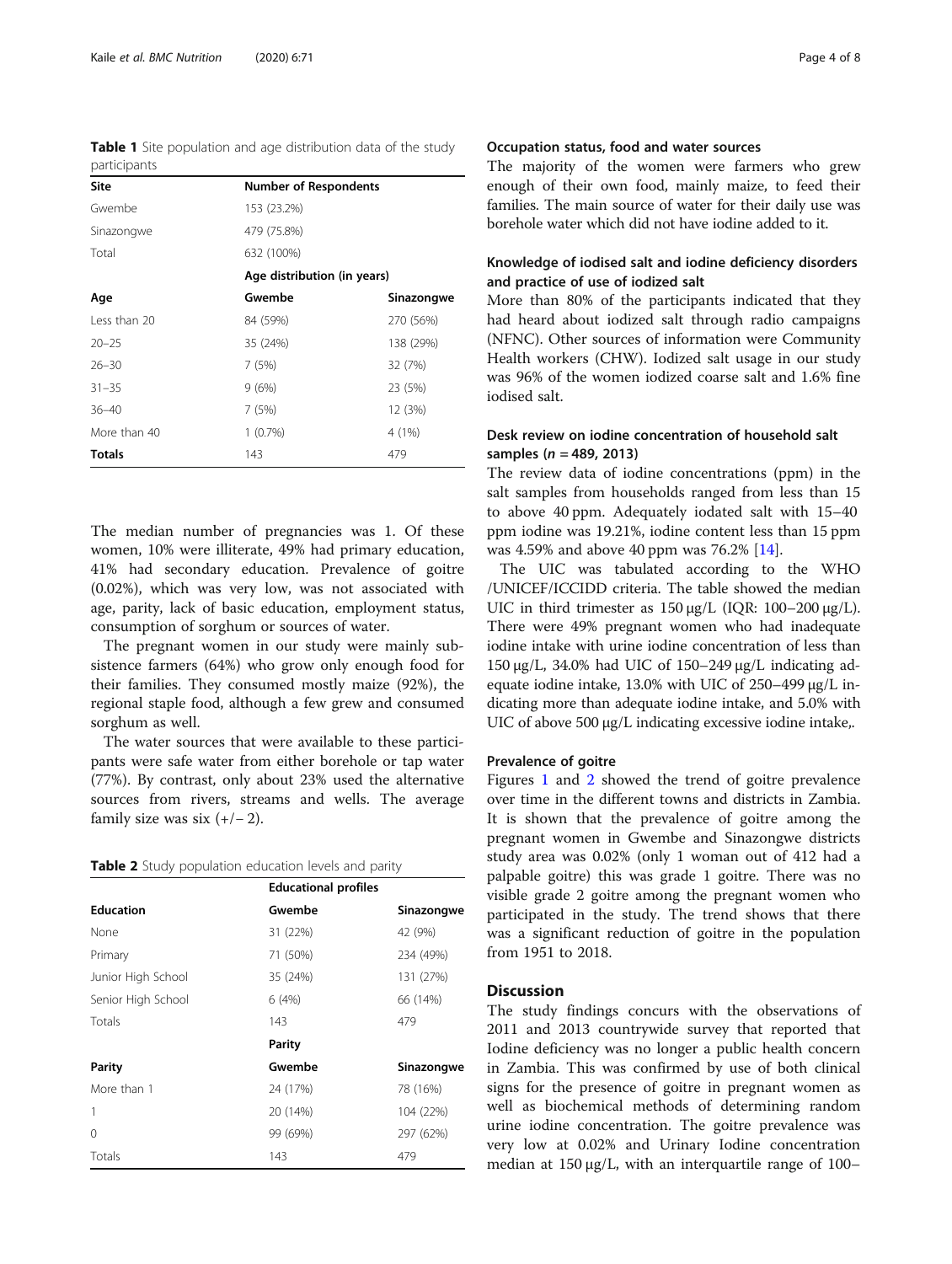**Table 1** Site population and age distribution data of the study participants

| Site | Number of Respondents | |
|---|---|---|
| Gwembe | 153 (23.2%) | |
| Sinazongwe | 479 (75.8%) | |
| Total | 632 (100%) | |
| | Age distribution (in years) | |
| **Age** | **Gwembe** | **Sinazongwe** |
| Less than 20 | 84 (59%) | 270 (56%) |
| 20–25 | 35 (24%) | 138 (29%) |
| 26–30 | 7 (5%) | 32 (7%) |
| 31–35 | 9 (6%) | 23 (5%) |
| 36–40 | 7 (5%) | 12 (3%) |
| More than 40 | 1 (0.7%) | 4 (1%) |
| **Totals** | 143 | 479 |

The median number of pregnancies was 1. Of these women, 10% were illiterate, 49% had primary education, 41% had secondary education. Prevalence of goitre (0.02%), which was very low, was not associated with age, parity, lack of basic education, employment status, consumption of sorghum or sources of water.

The pregnant women in our study were mainly subsistence farmers (64%) who grow only enough food for their families. They consumed mostly maize (92%), the regional staple food, although a few grew and consumed sorghum as well.

The water sources that were available to these participants were safe water from either borehole or tap water (77%). By contrast, only about 23% used the alternative sources from rivers, streams and wells. The average family size was six (+/− 2).

**Table 2** Study population education levels and parity

| | Educational profiles | |
|---|---|---|
| **Education** | **Gwembe** | **Sinazongwe** |
| None | 31 (22%) | 42 (9%) |
| Primary | 71 (50%) | 234 (49%) |
| Junior High School | 35 (24%) | 131 (27%) |
| Senior High School | 6 (4%) | 66 (14%) |
| Totals | 143 | 479 |
| | **Parity** | |
| **Parity** | **Gwembe** | **Sinazongwe** |
| More than 1 | 24 (17%) | 78 (16%) |
| 1 | 20 (14%) | 104 (22%) |
| 0 | 99 (69%) | 297 (62%) |
| Totals | 143 | 479 |

### Occupation status, food and water sources

The majority of the women were farmers who grew enough of their own food, mainly maize, to feed their families. The main source of water for their daily use was borehole water which did not have iodine added to it.

### Knowledge of iodised salt and iodine deficiency disorders and practice of use of iodized salt

More than 80% of the participants indicated that they had heard about iodized salt through radio campaigns (NFNC). Other sources of information were Community Health workers (CHW). Iodized salt usage in our study was 96% of the women iodized coarse salt and 1.6% fine iodised salt.

### Desk review on iodine concentration of household salt samples ($n = 489$, 2013)

The review data of iodine concentrations (ppm) in the salt samples from households ranged from less than 15 to above 40 ppm. Adequately iodated salt with 15–40 ppm iodine was 19.21%, iodine content less than 15 ppm was 4.59% and above 40 ppm was 76.2% [14].

The UIC was tabulated according to the WHO /UNICEF/ICCIDD criteria. The table showed the median UIC in third trimester as 150 μg/L (IQR: 100–200 μg/L). There were 49% pregnant women who had inadequate iodine intake with urine iodine concentration of less than 150 μg/L, 34.0% had UIC of 150–249 μg/L indicating adequate iodine intake, 13.0% with UIC of 250–499 μg/L indicating more than adequate iodine intake, and 5.0% with UIC of above 500 μg/L indicating excessive iodine intake,.

### Prevalence of goitre

Figures 1 and 2 showed the trend of goitre prevalence over time in the different towns and districts in Zambia. It is shown that the prevalence of goitre among the pregnant women in Gwembe and Sinazongwe districts study area was 0.02% (only 1 woman out of 412 had a palpable goitre) this was grade 1 goitre. There was no visible grade 2 goitre among the pregnant women who participated in the study. The trend shows that there was a significant reduction of goitre in the population from 1951 to 2018.

## Discussion

The study findings concurs with the observations of 2011 and 2013 countrywide survey that reported that Iodine deficiency was no longer a public health concern in Zambia. This was confirmed by use of both clinical signs for the presence of goitre in pregnant women as well as biochemical methods of determining random urine iodine concentration. The goitre prevalence was very low at 0.02% and Urinary Iodine concentration median at 150 μg/L, with an interquartile range of 100–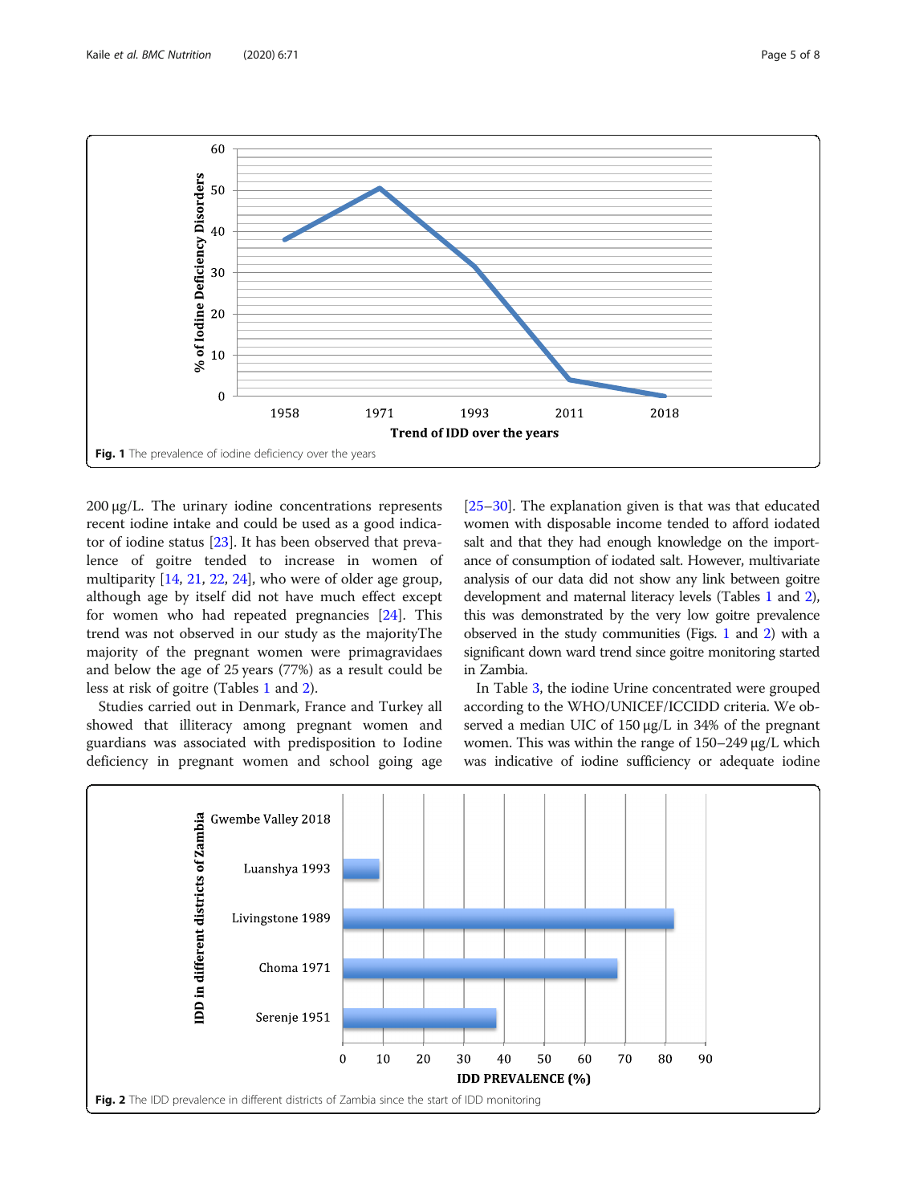Fig. 1 The prevalence of iodine deficiency over the years

200 μg/L. The urinary iodine concentrations represents recent iodine intake and could be used as a good indicator of iodine status [23]. It has been observed that prevalence of goitre tended to increase in women of multiparity [14, 21, 22, 24], who were of older age group, although age by itself did not have much effect except for women who had repeated pregnancies [24]. This trend was not observed in our study as the majorityThe majority of the pregnant women were primagravidaes and below the age of 25 years (77%) as a result could be less at risk of goitre (Tables 1 and 2).

Studies carried out in Denmark, France and Turkey all showed that illiteracy among pregnant women and guardians was associated with predisposition to Iodine deficiency in pregnant women and school going age [25–30]. The explanation given is that was that educated women with disposable income tended to afford iodated salt and that they had enough knowledge on the importance of consumption of iodated salt. However, multivariate analysis of our data did not show any link between goitre development and maternal literacy levels (Tables 1 and 2), this was demonstrated by the very low goitre prevalence observed in the study communities (Figs. 1 and 2) with a significant down ward trend since goitre monitoring started in Zambia.

In Table 3, the iodine Urine concentrated were grouped according to the WHO/UNICEF/ICCIDD criteria. We observed a median UIC of 150 μg/L in 34% of the pregnant women. This was within the range of 150–249 μg/L which was indicative of iodine sufficiency or adequate iodine

Fig. 2 The IDD prevalence in different districts of Zambia since the start of IDD monitoring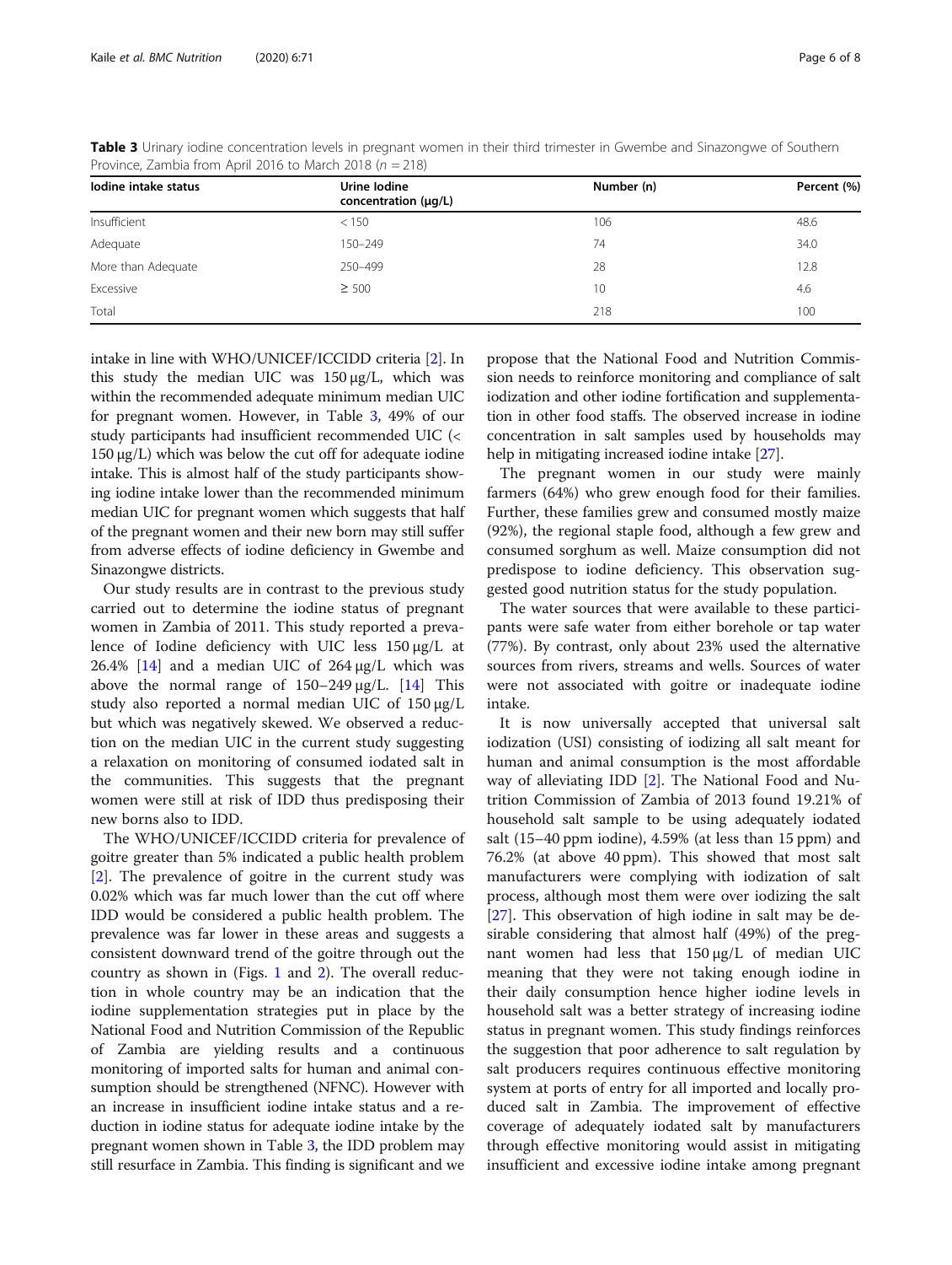**Table 3** Urinary iodine concentration levels in pregnant women in their third trimester in Gwembe and Sinazongwe of Southern Province, Zambia from April 2016 to March 2018 ($n = 218$)

| Iodine intake status | Urine Iodine concentration (μg/L) | Number (n) | Percent (%) |
|---|---|---|---|
| Insufficient | < 150 | 106 | 48.6 |
| Adequate | 150–249 | 74 | 34.0 |
| More than Adequate | 250–499 | 28 | 12.8 |
| Excessive | ≥ 500 | 10 | 4.6 |
| Total | | 218 | 100 |

intake in line with WHO/UNICEF/ICCIDD criteria [2]. In this study the median UIC was 150 μg/L, which was within the recommended adequate minimum median UIC for pregnant women. However, in Table 3, 49% of our study participants had insufficient recommended UIC (< 150 μg/L) which was below the cut off for adequate iodine intake. This is almost half of the study participants showing iodine intake lower than the recommended minimum median UIC for pregnant women which suggests that half of the pregnant women and their new born may still suffer from adverse effects of iodine deficiency in Gwembe and Sinazongwe districts.

Our study results are in contrast to the previous study carried out to determine the iodine status of pregnant women in Zambia of 2011. This study reported a prevalence of Iodine deficiency with UIC less 150 μg/L at 26.4% [14] and a median UIC of 264 μg/L which was above the normal range of 150–249 μg/L. [14] This study also reported a normal median UIC of 150 μg/L but which was negatively skewed. We observed a reduction on the median UIC in the current study suggesting a relaxation on monitoring of consumed iodated salt in the communities. This suggests that the pregnant women were still at risk of IDD thus predisposing their new borns also to IDD.

The WHO/UNICEF/ICCIDD criteria for prevalence of goitre greater than 5% indicated a public health problem [2]. The prevalence of goitre in the current study was 0.02% which was far much lower than the cut off where IDD would be considered a public health problem. The prevalence was far lower in these areas and suggests a consistent downward trend of the goitre through out the country as shown in (Figs. 1 and 2). The overall reduction in whole country may be an indication that the iodine supplementation strategies put in place by the National Food and Nutrition Commission of the Republic of Zambia are yielding results and a continuous monitoring of imported salts for human and animal consumption should be strengthened (NFNC). However with an increase in insufficient iodine intake status and a reduction in iodine status for adequate iodine intake by the pregnant women shown in Table 3, the IDD problem may still resurface in Zambia. This finding is significant and we propose that the National Food and Nutrition Commission needs to reinforce monitoring and compliance of salt iodization and other iodine fortification and supplementation in other food staffs. The observed increase in iodine concentration in salt samples used by households may help in mitigating increased iodine intake [27].

The pregnant women in our study were mainly farmers (64%) who grew enough food for their families. Further, these families grew and consumed mostly maize (92%), the regional staple food, although a few grew and consumed sorghum as well. Maize consumption did not predispose to iodine deficiency. This observation suggested good nutrition status for the study population.

The water sources that were available to these participants were safe water from either borehole or tap water (77%). By contrast, only about 23% used the alternative sources from rivers, streams and wells. Sources of water were not associated with goitre or inadequate iodine intake.

It is now universally accepted that universal salt iodization (USI) consisting of iodizing all salt meant for human and animal consumption is the most affordable way of alleviating IDD [2]. The National Food and Nutrition Commission of Zambia of 2013 found 19.21% of household salt sample to be using adequately iodated salt (15–40 ppm iodine), 4.59% (at less than 15 ppm) and 76.2% (at above 40 ppm). This showed that most salt manufacturers were complying with iodization of salt process, although most them were over iodizing the salt [27]. This observation of high iodine in salt may be desirable considering that almost half (49%) of the pregnant women had less that 150 μg/L of median UIC meaning that they were not taking enough iodine in their daily consumption hence higher iodine levels in household salt was a better strategy of increasing iodine status in pregnant women. This study findings reinforces the suggestion that poor adherence to salt regulation by salt producers requires continuous effective monitoring system at ports of entry for all imported and locally produced salt in Zambia. The improvement of effective coverage of adequately iodated salt by manufacturers through effective monitoring would assist in mitigating insufficient and excessive iodine intake among pregnant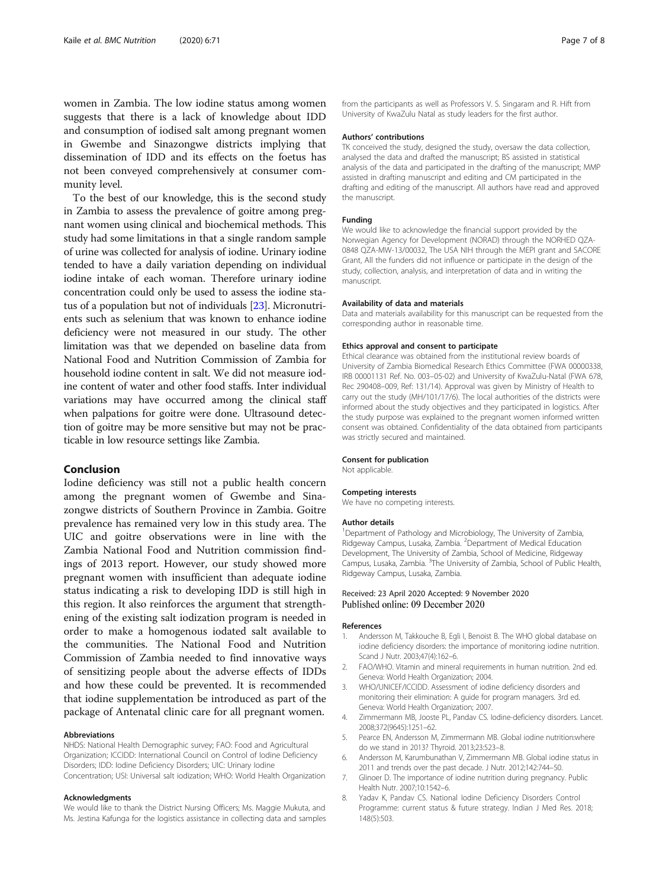women in Zambia. The low iodine status among women suggests that there is a lack of knowledge about IDD and consumption of iodised salt among pregnant women in Gwembe and Sinazongwe districts implying that dissemination of IDD and its effects on the foetus has not been conveyed comprehensively at consumer community level.

To the best of our knowledge, this is the second study in Zambia to assess the prevalence of goitre among pregnant women using clinical and biochemical methods. This study had some limitations in that a single random sample of urine was collected for analysis of iodine. Urinary iodine tended to have a daily variation depending on individual iodine intake of each woman. Therefore urinary iodine concentration could only be used to assess the iodine status of a population but not of individuals [23]. Micronutrients such as selenium that was known to enhance iodine deficiency were not measured in our study. The other limitation was that we depended on baseline data from National Food and Nutrition Commission of Zambia for household iodine content in salt. We did not measure iodine content of water and other food staffs. Inter individual variations may have occurred among the clinical staff when palpations for goitre were done. Ultrasound detection of goitre may be more sensitive but may not be practicable in low resource settings like Zambia.

## Conclusion

Iodine deficiency was still not a public health concern among the pregnant women of Gwembe and Sinazongwe districts of Southern Province in Zambia. Goitre prevalence has remained very low in this study area. The UIC and goitre observations were in line with the Zambia National Food and Nutrition commission findings of 2013 report. However, our study showed more pregnant women with insufficient than adequate iodine status indicating a risk to developing IDD is still high in this region. It also reinforces the argument that strengthening of the existing salt iodization program is needed in order to make a homogenous iodated salt available to the communities. The National Food and Nutrition Commission of Zambia needed to find innovative ways of sensitizing people about the adverse effects of IDDs and how these could be prevented. It is recommended that iodine supplementation be introduced as part of the package of Antenatal clinic care for all pregnant women.

#### Abbreviations

NHDS: National Health Demographic survey; FAO: Food and Agricultural Organization; ICCIDD: International Council on Control of Iodine Deficiency Disorders; IDD: Iodine Deficiency Disorders; UIC: Urinary Iodine Concentration; USI: Universal salt iodization; WHO: World Health Organization

#### Acknowledgments

We would like to thank the District Nursing Officers; Ms. Maggie Mukuta, and Ms. Jestina Kafunga for the logistics assistance in collecting data and samples from the participants as well as Professors V. S. Singaram and R. Hift from University of KwaZulu Natal as study leaders for the first author.

#### Authors' contributions

TK conceived the study, designed the study, oversaw the data collection, analysed the data and drafted the manuscript; BS assisted in statistical analysis of the data and participated in the drafting of the manuscript; MMP assisted in drafting manuscript and editing and CM participated in the drafting and editing of the manuscript. All authors have read and approved the manuscript.

#### Funding

We would like to acknowledge the financial support provided by the Norwegian Agency for Development (NORAD) through the NORHED QZA-0848 QZA-MW-13/00032, The USA NIH through the MEPI grant and SACORE Grant, All the funders did not influence or participate in the design of the study, collection, analysis, and interpretation of data and in writing the manuscript.

#### Availability of data and materials

Data and materials availability for this manuscript can be requested from the corresponding author in reasonable time.

#### Ethics approval and consent to participate

Ethical clearance was obtained from the institutional review boards of University of Zambia Biomedical Research Ethics Committee (FWA 00000338, IRB 00001131 Ref. No. 003–05-02) and University of KwaZulu-Natal (FWA 678, Rec 290408–009, Ref: 131/14). Approval was given by Ministry of Health to carry out the study (MH/101/17/6). The local authorities of the districts were informed about the study objectives and they participated in logistics. After the study purpose was explained to the pregnant women informed written consent was obtained. Confidentiality of the data obtained from participants was strictly secured and maintained.

#### Consent for publication

Not applicable.

#### Competing interests

We have no competing interests.

#### Author details

[1]Department of Pathology and Microbiology, The University of Zambia, Ridgeway Campus, Lusaka, Zambia. [2]Department of Medical Education Development, The University of Zambia, School of Medicine, Ridgeway Campus, Lusaka, Zambia. [3]The University of Zambia, School of Public Health, Ridgeway Campus, Lusaka, Zambia.

Received: 23 April 2020 Accepted: 9 November 2020
Published online: 09 December 2020

#### References

1. Andersson M, Takkouche B, Egli I, Benoist B. The WHO global database on iodine deficiency disorders: the importance of monitoring iodine nutrition. Scand J Nutr. 2003;47(4):162–6.
2. FAO/WHO. Vitamin and mineral requirements in human nutrition. 2nd ed. Geneva: World Health Organization; 2004.
3. WHO/UNICEF/ICCIDD. Assessment of iodine deficiency disorders and monitoring their elimination: A guide for program managers. 3rd ed. Geneva: World Health Organization; 2007.
4. Zimmermann MB, Jooste PL, Pandav CS. Iodine-deficiency disorders. Lancet. 2008;372(9645):1251–62.
5. Pearce EN, Andersson M, Zimmermann MB. Global iodine nutrition:where do we stand in 2013? Thyroid. 2013;23:523–8.
6. Andersson M, Karumbunathan V, Zimmermann MB. Global iodine status in 2011 and trends over the past decade. J Nutr. 2012;142:744–50.
7. Glinoer D. The importance of iodine nutrition during pregnancy. Public Health Nutr. 2007;10:1542–6.
8. Yadav K, Pandav CS. National Iodine Deficiency Disorders Control Programme: current status & future strategy. Indian J Med Res. 2018; 148(5):503.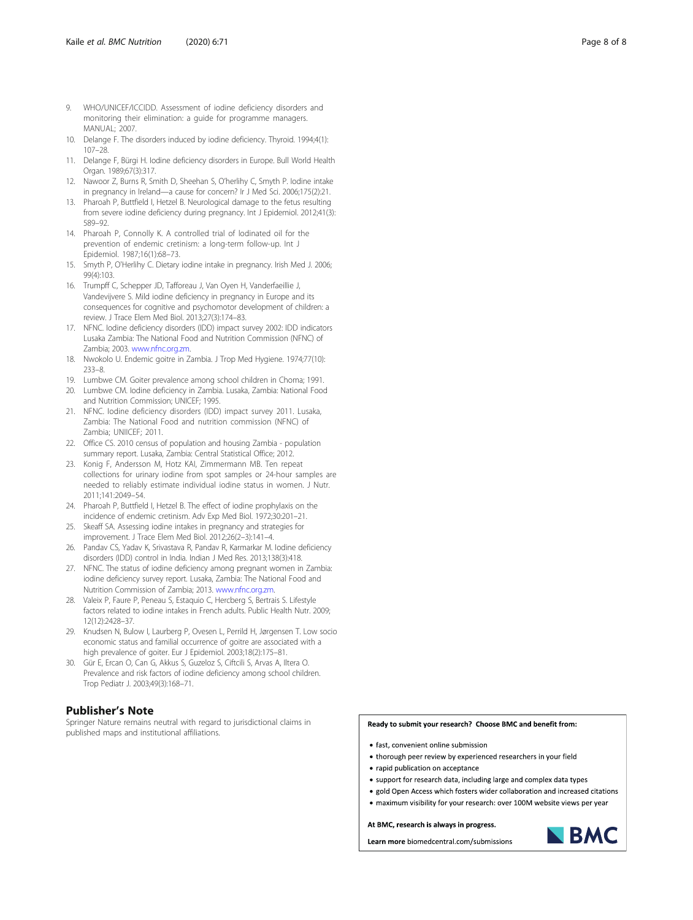9. WHO/UNICEF/ICCIDD. Assessment of iodine deficiency disorders and monitoring their elimination: a guide for programme managers. MANUAL; 2007.
10. Delange F. The disorders induced by iodine deficiency. Thyroid. 1994;4(1): 107–28.
11. Delange F, Bürgi H. Iodine deficiency disorders in Europe. Bull World Health Organ. 1989;67(3):317.
12. Nawoor Z, Burns R, Smith D, Sheehan S, O'herlihy C, Smyth P. Iodine intake in pregnancy in Ireland—a cause for concern? Ir J Med Sci. 2006;175(2):21.
13. Pharoah P, Buttfield I, Hetzel B. Neurological damage to the fetus resulting from severe iodine deficiency during pregnancy. Int J Epidemiol. 2012;41(3): 589–92.
14. Pharoah P, Connolly K. A controlled trial of Iodinated oil for the prevention of endemic cretinism: a long-term follow-up. Int J Epidemiol. 1987;16(1):68–73.
15. Smyth P, O'Herlihy C. Dietary iodine intake in pregnancy. Irish Med J. 2006; 99(4):103.
16. Trumpff C, Schepper JD, Tafforeau J, Van Oyen H, Vanderfaeillie J, Vandevijvere S. Mild iodine deficiency in pregnancy in Europe and its consequences for cognitive and psychomotor development of children: a review. J Trace Elem Med Biol. 2013;27(3):174–83.
17. NFNC. Iodine deficiency disorders (IDD) impact survey 2002: IDD indicators Lusaka Zambia: The National Food and Nutrition Commission (NFNC) of Zambia; 2003. www.nfnc.org.zm.
18. Nwokolo U. Endemic goitre in Zambia. J Trop Med Hygiene. 1974;77(10): 233–8.
19. Lumbwe CM. Goiter prevalence among school children in Choma; 1991.
20. Lumbwe CM. Iodine deficiency in Zambia. Lusaka, Zambia: National Food and Nutrition Commission; UNICEF; 1995.
21. NFNC. Iodine deficiency disorders (IDD) impact survey 2011. Lusaka, Zambia: The National Food and nutrition commission (NFNC) of Zambia; UNIICEF; 2011.
22. Office CS. 2010 census of population and housing Zambia - population summary report. Lusaka, Zambia: Central Statistical Office; 2012.
23. Konig F, Andersson M, Hotz KAI, Zimmermann MB. Ten repeat collections for urinary iodine from spot samples or 24-hour samples are needed to reliably estimate individual iodine status in women. J Nutr. 2011;141:2049–54.
24. Pharoah P, Buttfield I, Hetzel B. The effect of iodine prophylaxis on the incidence of endemic cretinism. Adv Exp Med Biol. 1972;30:201–21.
25. Skeaff SA. Assessing iodine intakes in pregnancy and strategies for improvement. J Trace Elem Med Biol. 2012;26(2–3):141–4.
26. Pandav CS, Yadav K, Srivastava R, Pandav R, Karmarkar M. Iodine deficiency disorders (IDD) control in India. Indian J Med Res. 2013;138(3):418.
27. NFNC. The status of iodine deficiency among pregnant women in Zambia: iodine deficiency survey report. Lusaka, Zambia: The National Food and Nutrition Commission of Zambia; 2013. www.nfnc.org.zm.
28. Valeix P, Faure P, Peneau S, Estaquio C, Hercberg S, Bertrais S. Lifestyle factors related to iodine intakes in French adults. Public Health Nutr. 2009; 12(12):2428–37.
29. Knudsen N, Bulow I, Laurberg P, Ovesen L, Perrild H, Jørgensen T. Low socio economic status and familial occurrence of goitre are associated with a high prevalence of goiter. Eur J Epidemiol. 2003;18(2):175–81.
30. Gür E, Ercan O, Can G, Akkus S, Guzeloz S, Ciftcili S, Arvas A, Iltera O. Prevalence and risk factors of iodine deficiency among school children. Trop Pediatr J. 2003;49(3):168–71.

## Publisher's Note

Springer Nature remains neutral with regard to jurisdictional claims in published maps and institutional affiliations.

**Ready to submit your research? Choose BMC and benefit from:**

- fast, convenient online submission
- thorough peer review by experienced researchers in your field
- rapid publication on acceptance
- support for research data, including large and complex data types
- gold Open Access which fosters wider collaboration and increased citations
- maximum visibility for your research: over 100M website views per year

**At BMC, research is always in progress.**

**Learn more** biomedcentral.com/submissions